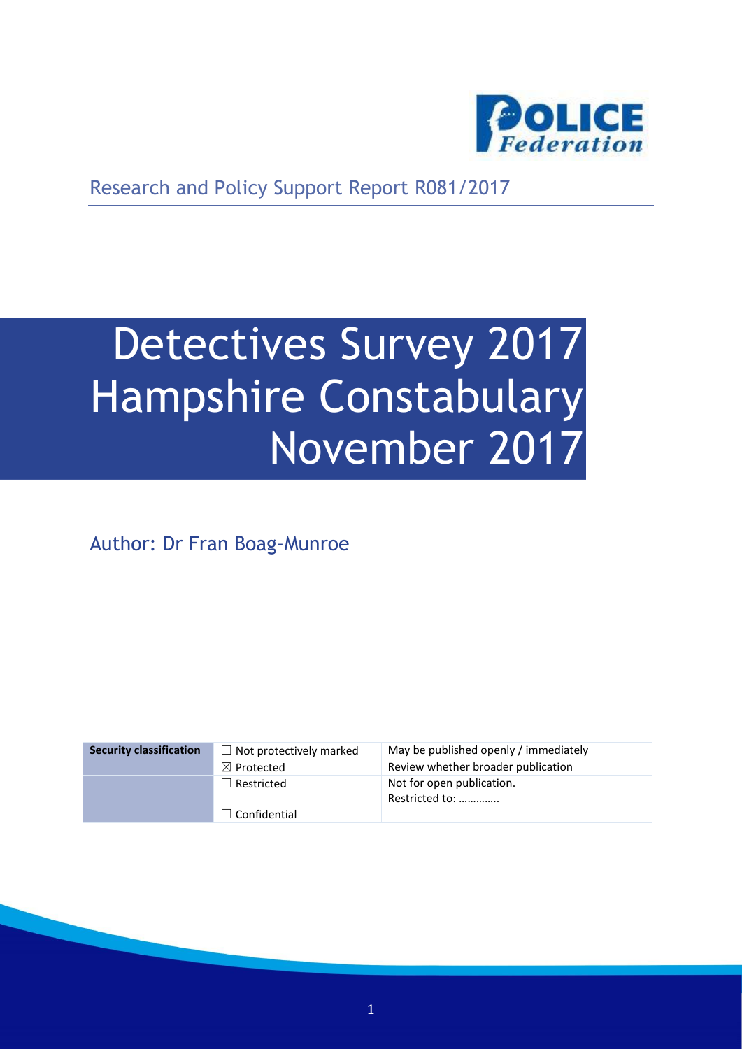Research and Policy Support Report R081/2017

# Detectives Survey 2017 Hampshire Constabulary November 2017

Author: Dr Fran Boag-Munroe

| Security classification | ☐ Not protectively marked | May be published openly / immediately |
|---|---|---|
| | ☒ Protected | Review whether broader publication |
| | ☐ Restricted | Not for open publication. Restricted to: ………….. |
| | ☐ Confidential | |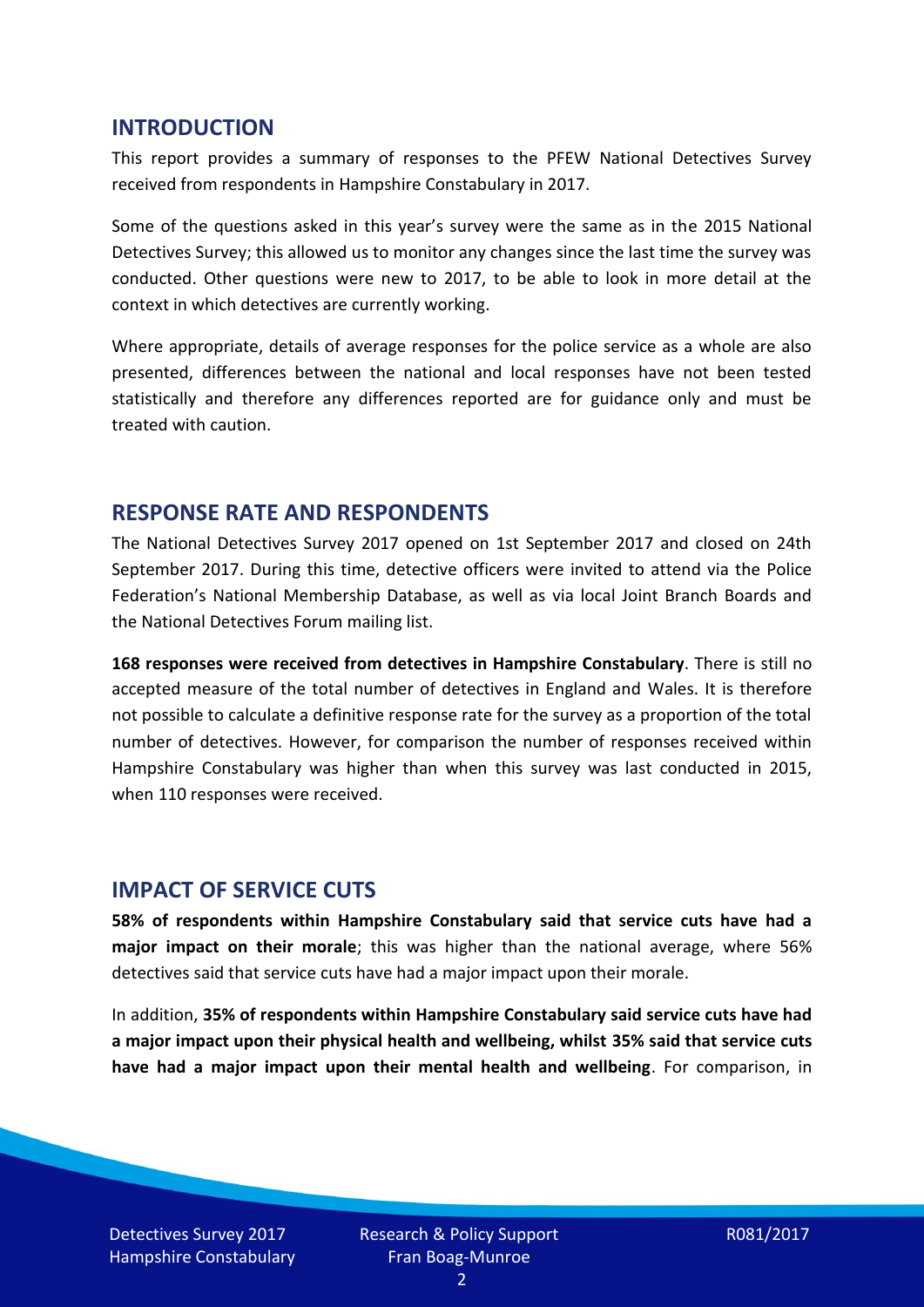## INTRODUCTION

This report provides a summary of responses to the PFEW National Detectives Survey received from respondents in Hampshire Constabulary in 2017.

Some of the questions asked in this year's survey were the same as in the 2015 National Detectives Survey; this allowed us to monitor any changes since the last time the survey was conducted. Other questions were new to 2017, to be able to look in more detail at the context in which detectives are currently working.

Where appropriate, details of average responses for the police service as a whole are also presented, differences between the national and local responses have not been tested statistically and therefore any differences reported are for guidance only and must be treated with caution.

## RESPONSE RATE AND RESPONDENTS

The National Detectives Survey 2017 opened on 1st September 2017 and closed on 24th September 2017. During this time, detective officers were invited to attend via the Police Federation's National Membership Database, as well as via local Joint Branch Boards and the National Detectives Forum mailing list.

**168 responses were received from detectives in Hampshire Constabulary**. There is still no accepted measure of the total number of detectives in England and Wales. It is therefore not possible to calculate a definitive response rate for the survey as a proportion of the total number of detectives. However, for comparison the number of responses received within Hampshire Constabulary was higher than when this survey was last conducted in 2015, when 110 responses were received.

## IMPACT OF SERVICE CUTS

**58% of respondents within Hampshire Constabulary said that service cuts have had a major impact on their morale**; this was higher than the national average, where 56% detectives said that service cuts have had a major impact upon their morale.

In addition, **35% of respondents within Hampshire Constabulary said service cuts have had a major impact upon their physical health and wellbeing, whilst 35% said that service cuts have had a major impact upon their mental health and wellbeing**. For comparison, in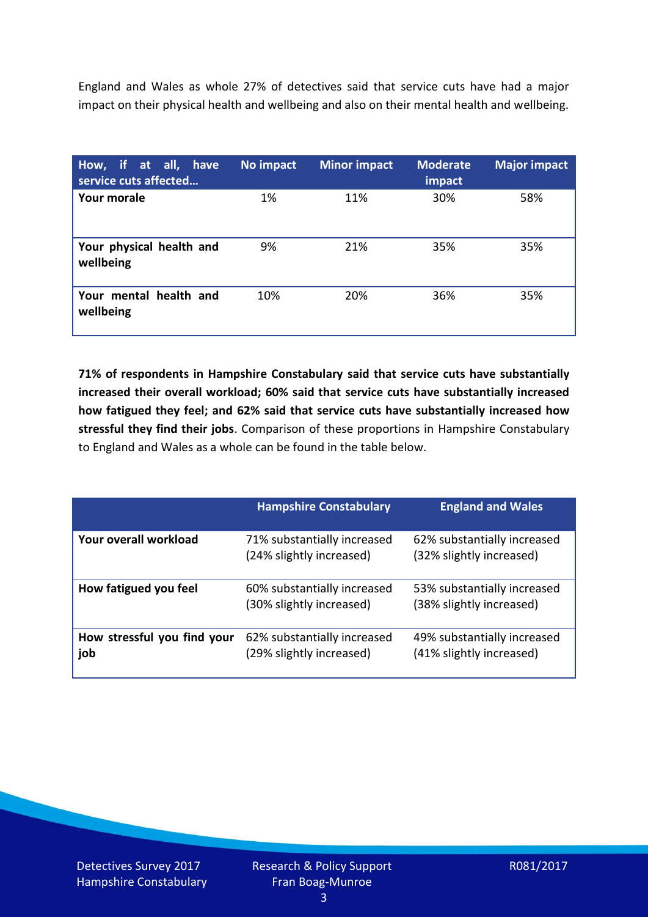England and Wales as whole 27% of detectives said that service cuts have had a major impact on their physical health and wellbeing and also on their mental health and wellbeing.

| How, if at all, have service cuts affected… | No impact | Minor impact | Moderate impact | Major impact |
|---|---|---|---|---|
| **Your morale** | 1% | 11% | 30% | 58% |
| **Your physical health and wellbeing** | 9% | 21% | 35% | 35% |
| **Your mental health and wellbeing** | 10% | 20% | 36% | 35% |

**71% of respondents in Hampshire Constabulary said that service cuts have substantially increased their overall workload; 60% said that service cuts have substantially increased how fatigued they feel; and 62% said that service cuts have substantially increased how stressful they find their jobs**. Comparison of these proportions in Hampshire Constabulary to England and Wales as a whole can be found in the table below.

| | Hampshire Constabulary | England and Wales |
|---|---|---|
| **Your overall workload** | 71% substantially increased (24% slightly increased) | 62% substantially increased (32% slightly increased) |
| **How fatigued you feel** | 60% substantially increased (30% slightly increased) | 53% substantially increased (38% slightly increased) |
| **How stressful you find your job** | 62% substantially increased (29% slightly increased) | 49% substantially increased (41% slightly increased) |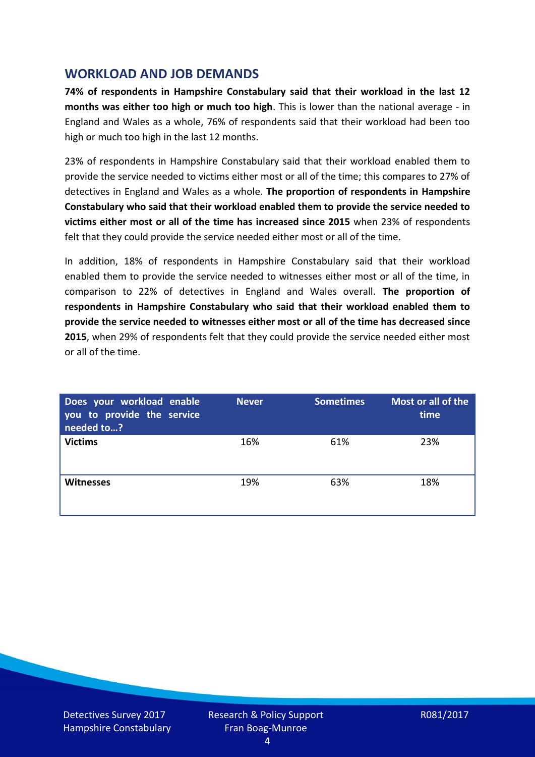## WORKLOAD AND JOB DEMANDS

**74% of respondents in Hampshire Constabulary said that their workload in the last 12 months was either too high or much too high**. This is lower than the national average - in England and Wales as a whole, 76% of respondents said that their workload had been too high or much too high in the last 12 months.

23% of respondents in Hampshire Constabulary said that their workload enabled them to provide the service needed to victims either most or all of the time; this compares to 27% of detectives in England and Wales as a whole. **The proportion of respondents in Hampshire Constabulary who said that their workload enabled them to provide the service needed to victims either most or all of the time has increased since 2015** when 23% of respondents felt that they could provide the service needed either most or all of the time.

In addition, 18% of respondents in Hampshire Constabulary said that their workload enabled them to provide the service needed to witnesses either most or all of the time, in comparison to 22% of detectives in England and Wales overall. **The proportion of respondents in Hampshire Constabulary who said that their workload enabled them to provide the service needed to witnesses either most or all of the time has decreased since 2015**, when 29% of respondents felt that they could provide the service needed either most or all of the time.

| Does your workload enable you to provide the service needed to…? | Never | Sometimes | Most or all of the time |
|---|---|---|---|
| **Victims** | 16% | 61% | 23% |
| **Witnesses** | 19% | 63% | 18% |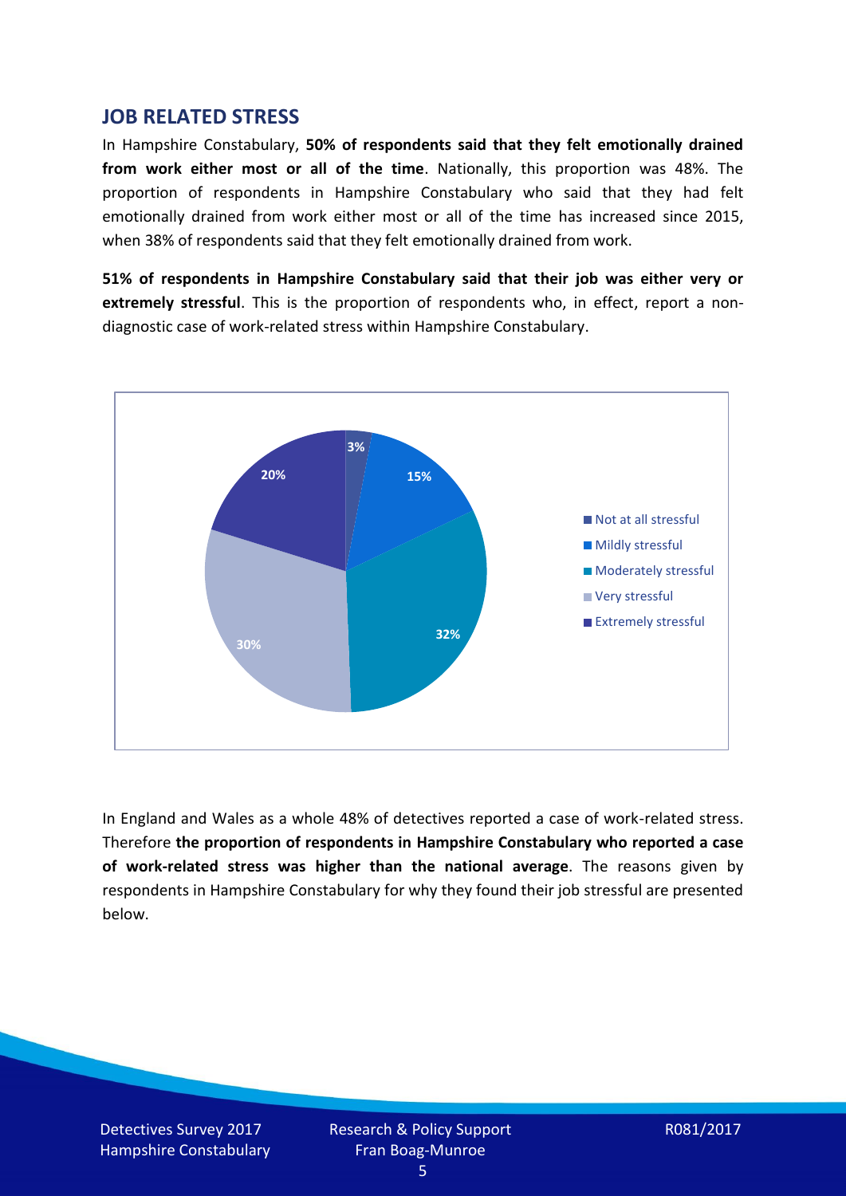## JOB RELATED STRESS

In Hampshire Constabulary, **50% of respondents said that they felt emotionally drained from work either most or all of the time**. Nationally, this proportion was 48%. The proportion of respondents in Hampshire Constabulary who said that they had felt emotionally drained from work either most or all of the time has increased since 2015, when 38% of respondents said that they felt emotionally drained from work.

**51% of respondents in Hampshire Constabulary said that their job was either very or extremely stressful**. This is the proportion of respondents who, in effect, report a non-diagnostic case of work-related stress within Hampshire Constabulary.

| Response | Percentage |
|---|---|
| Not at all stressful | 3% |
| Mildly stressful | 15% |
| Moderately stressful | 32% |
| Very stressful | 30% |
| Extremely stressful | 20% |

In England and Wales as a whole 48% of detectives reported a case of work-related stress. Therefore **the proportion of respondents in Hampshire Constabulary who reported a case of work-related stress was higher than the national average**. The reasons given by respondents in Hampshire Constabulary for why they found their job stressful are presented below.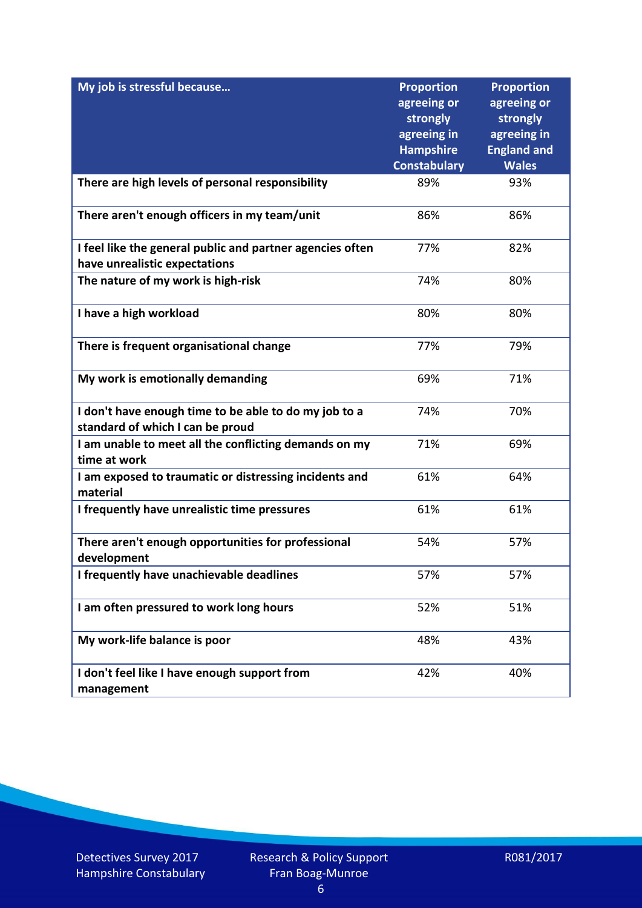| My job is stressful because… | Proportion agreeing or strongly agreeing in Hampshire Constabulary | Proportion agreeing or strongly agreeing in England and Wales |
|---|---|---|
| There are high levels of personal responsibility | 89% | 93% |
| There aren't enough officers in my team/unit | 86% | 86% |
| I feel like the general public and partner agencies often have unrealistic expectations | 77% | 82% |
| The nature of my work is high-risk | 74% | 80% |
| I have a high workload | 80% | 80% |
| There is frequent organisational change | 77% | 79% |
| My work is emotionally demanding | 69% | 71% |
| I don't have enough time to be able to do my job to a standard of which I can be proud | 74% | 70% |
| I am unable to meet all the conflicting demands on my time at work | 71% | 69% |
| I am exposed to traumatic or distressing incidents and material | 61% | 64% |
| I frequently have unrealistic time pressures | 61% | 61% |
| There aren't enough opportunities for professional development | 54% | 57% |
| I frequently have unachievable deadlines | 57% | 57% |
| I am often pressured to work long hours | 52% | 51% |
| My work-life balance is poor | 48% | 43% |
| I don't feel like I have enough support from management | 42% | 40% |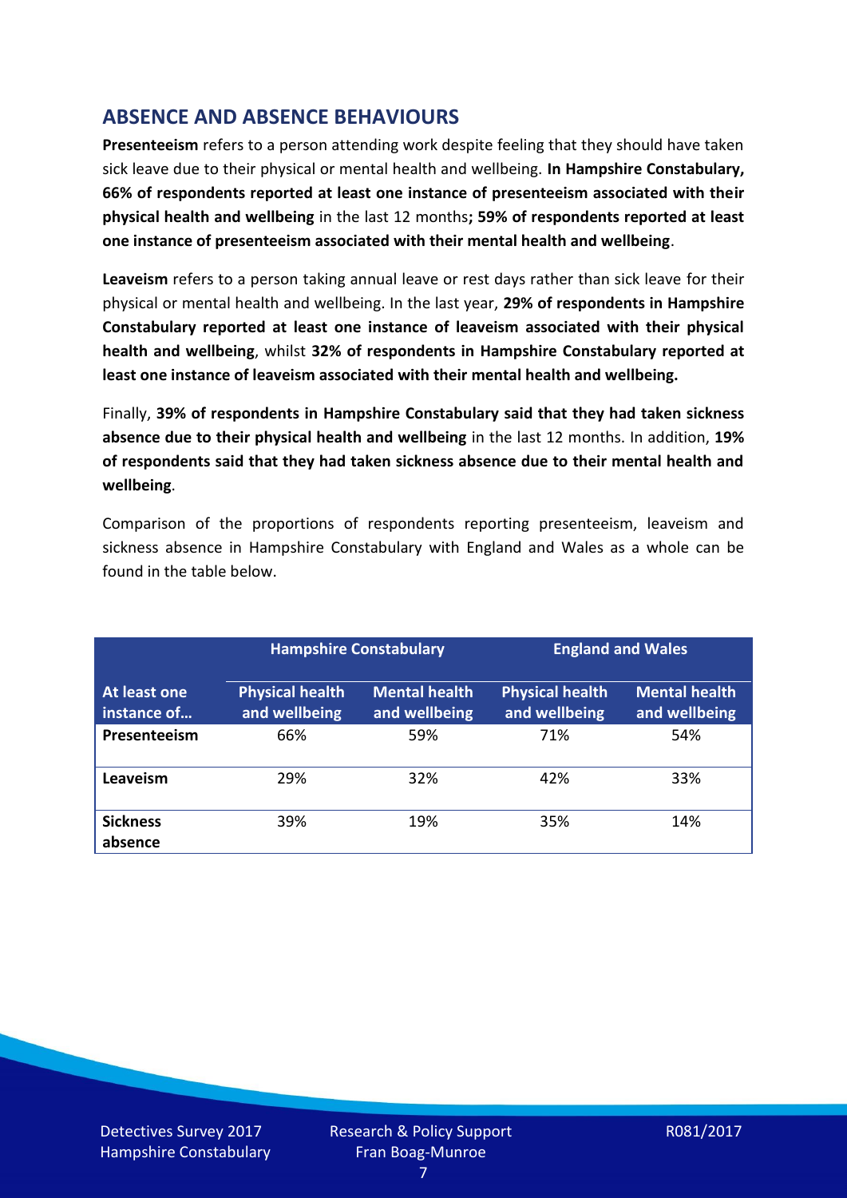## ABSENCE AND ABSENCE BEHAVIOURS

**Presenteeism** refers to a person attending work despite feeling that they should have taken sick leave due to their physical or mental health and wellbeing. **In Hampshire Constabulary, 66% of respondents reported at least one instance of presenteeism associated with their physical health and wellbeing** in the last 12 months**; 59% of respondents reported at least one instance of presenteeism associated with their mental health and wellbeing**.

**Leaveism** refers to a person taking annual leave or rest days rather than sick leave for their physical or mental health and wellbeing. In the last year, **29% of respondents in Hampshire Constabulary reported at least one instance of leaveism associated with their physical health and wellbeing**, whilst **32% of respondents in Hampshire Constabulary reported at least one instance of leaveism associated with their mental health and wellbeing.**

Finally, **39% of respondents in Hampshire Constabulary said that they had taken sickness absence due to their physical health and wellbeing** in the last 12 months. In addition, **19% of respondents said that they had taken sickness absence due to their mental health and wellbeing**.

Comparison of the proportions of respondents reporting presenteeism, leaveism and sickness absence in Hampshire Constabulary with England and Wales as a whole can be found in the table below.

| | Hampshire Constabulary | | England and Wales | |
|---|---|---|---|---|
| **At least one instance of…** | **Physical health and wellbeing** | **Mental health and wellbeing** | **Physical health and wellbeing** | **Mental health and wellbeing** |
| **Presenteeism** | 66% | 59% | 71% | 54% |
| **Leaveism** | 29% | 32% | 42% | 33% |
| **Sickness absence** | 39% | 19% | 35% | 14% |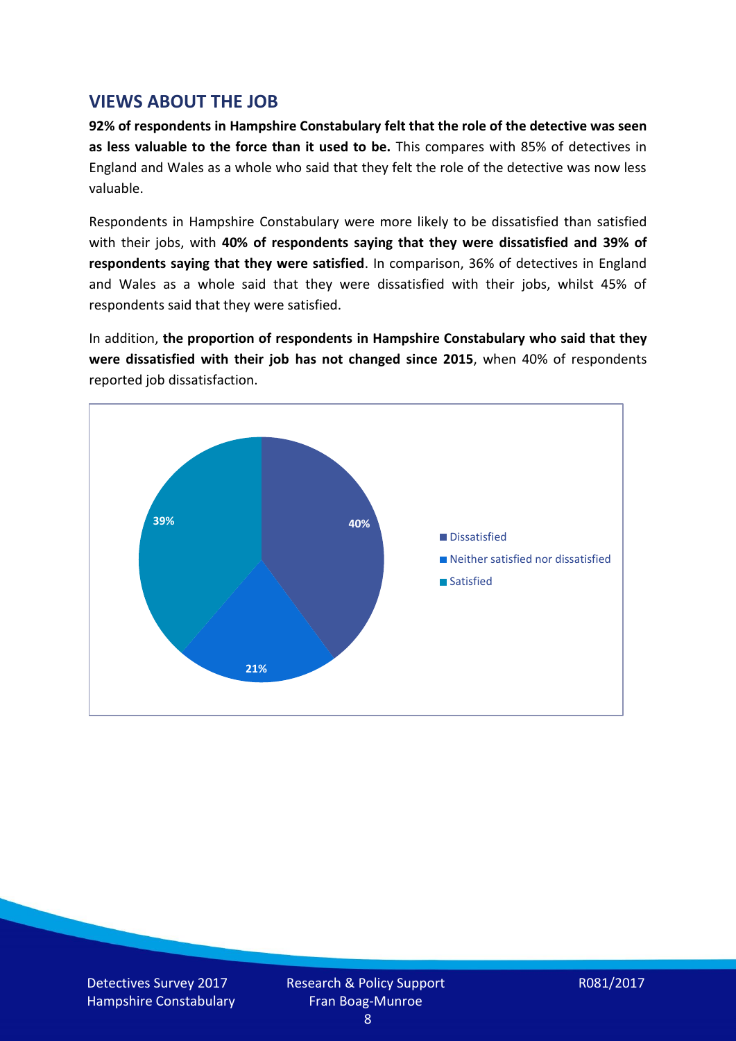## VIEWS ABOUT THE JOB

**92% of respondents in Hampshire Constabulary felt that the role of the detective was seen as less valuable to the force than it used to be.** This compares with 85% of detectives in England and Wales as a whole who said that they felt the role of the detective was now less valuable.

Respondents in Hampshire Constabulary were more likely to be dissatisfied than satisfied with their jobs, with **40% of respondents saying that they were dissatisfied and 39% of respondents saying that they were satisfied**. In comparison, 36% of detectives in England and Wales as a whole said that they were dissatisfied with their jobs, whilst 45% of respondents said that they were satisfied.

In addition, **the proportion of respondents in Hampshire Constabulary who said that they were dissatisfied with their job has not changed since 2015**, when 40% of respondents reported job dissatisfaction.

| Response | Percentage |
|---|---|
| Dissatisfied | 40% |
| Neither satisfied nor dissatisfied | 21% |
| Satisfied | 39% |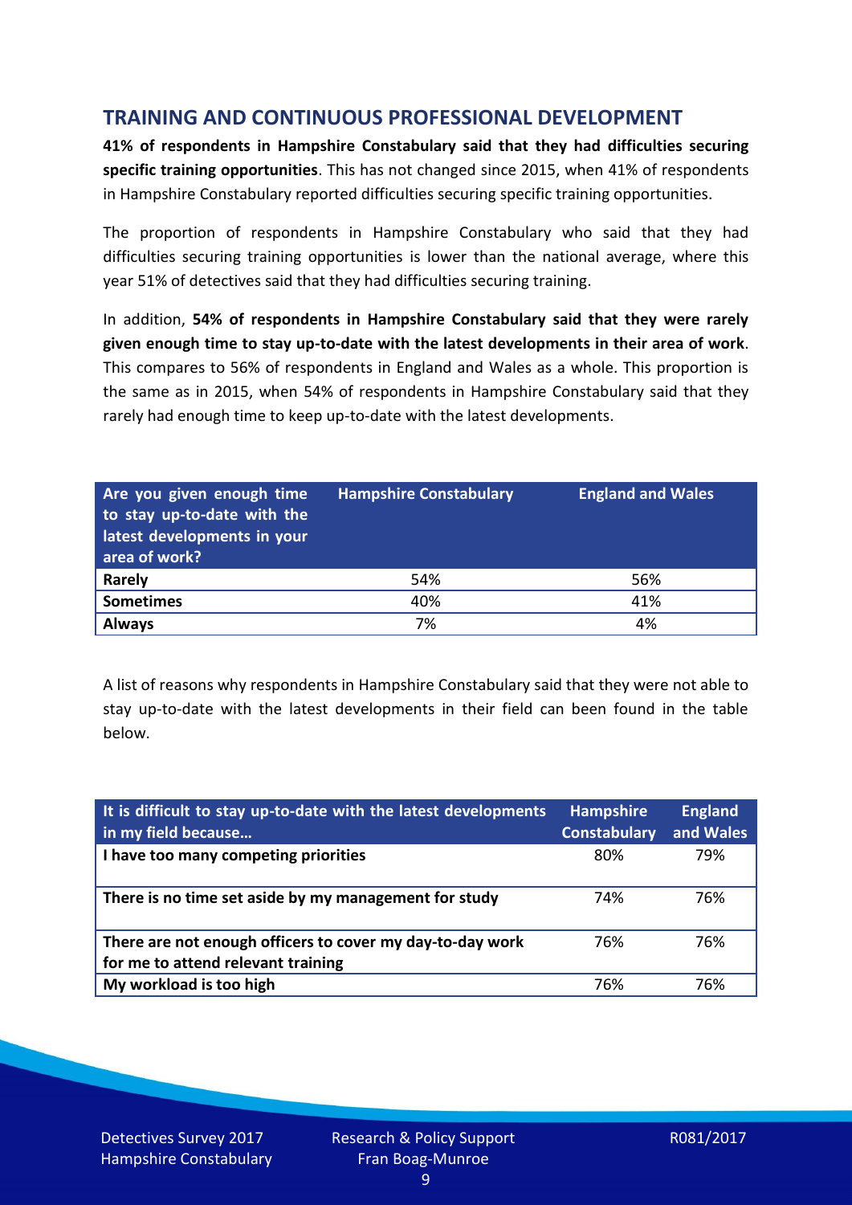## TRAINING AND CONTINUOUS PROFESSIONAL DEVELOPMENT

**41% of respondents in Hampshire Constabulary said that they had difficulties securing specific training opportunities**. This has not changed since 2015, when 41% of respondents in Hampshire Constabulary reported difficulties securing specific training opportunities.

The proportion of respondents in Hampshire Constabulary who said that they had difficulties securing training opportunities is lower than the national average, where this year 51% of detectives said that they had difficulties securing training.

In addition, **54% of respondents in Hampshire Constabulary said that they were rarely given enough time to stay up-to-date with the latest developments in their area of work**. This compares to 56% of respondents in England and Wales as a whole. This proportion is the same as in 2015, when 54% of respondents in Hampshire Constabulary said that they rarely had enough time to keep up-to-date with the latest developments.

| Are you given enough time to stay up-to-date with the latest developments in your area of work? | Hampshire Constabulary | England and Wales |
|---|---|---|
| **Rarely** | 54% | 56% |
| **Sometimes** | 40% | 41% |
| **Always** | 7% | 4% |

A list of reasons why respondents in Hampshire Constabulary said that they were not able to stay up-to-date with the latest developments in their field can been found in the table below.

| It is difficult to stay up-to-date with the latest developments in my field because… | Hampshire Constabulary | England and Wales |
|---|---|---|
| **I have too many competing priorities** | 80% | 79% |
| **There is no time set aside by my management for study** | 74% | 76% |
| **There are not enough officers to cover my day-to-day work for me to attend relevant training** | 76% | 76% |
| **My workload is too high** | 76% | 76% |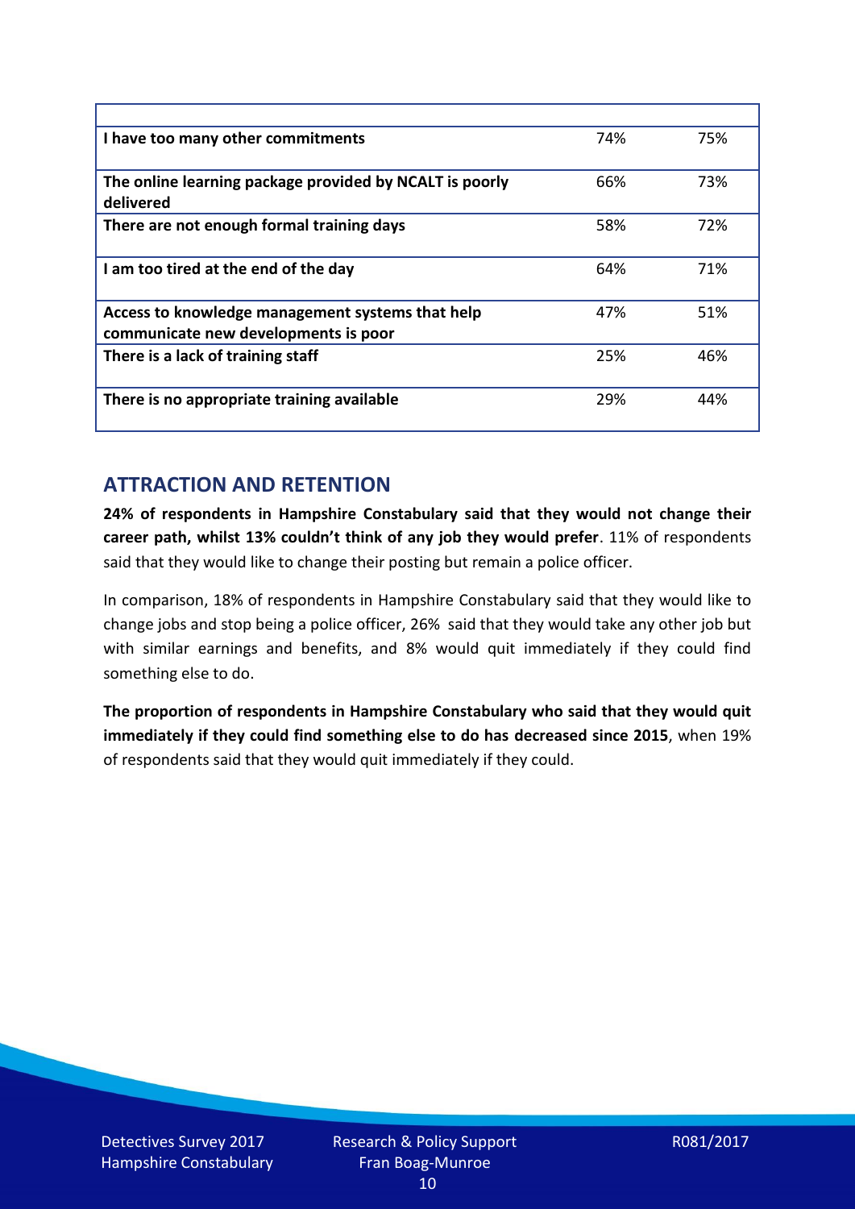| | | |
|---|---|---|
| **I have too many other commitments** | 74% | 75% |
| **The online learning package provided by NCALT is poorly delivered** | 66% | 73% |
| **There are not enough formal training days** | 58% | 72% |
| **I am too tired at the end of the day** | 64% | 71% |
| **Access to knowledge management systems that help communicate new developments is poor** | 47% | 51% |
| **There is a lack of training staff** | 25% | 46% |
| **There is no appropriate training available** | 29% | 44% |

## ATTRACTION AND RETENTION

**24% of respondents in Hampshire Constabulary said that they would not change their career path, whilst 13% couldn't think of any job they would prefer**. 11% of respondents said that they would like to change their posting but remain a police officer.

In comparison, 18% of respondents in Hampshire Constabulary said that they would like to change jobs and stop being a police officer, 26% said that they would take any other job but with similar earnings and benefits, and 8% would quit immediately if they could find something else to do.

**The proportion of respondents in Hampshire Constabulary who said that they would quit immediately if they could find something else to do has decreased since 2015**, when 19% of respondents said that they would quit immediately if they could.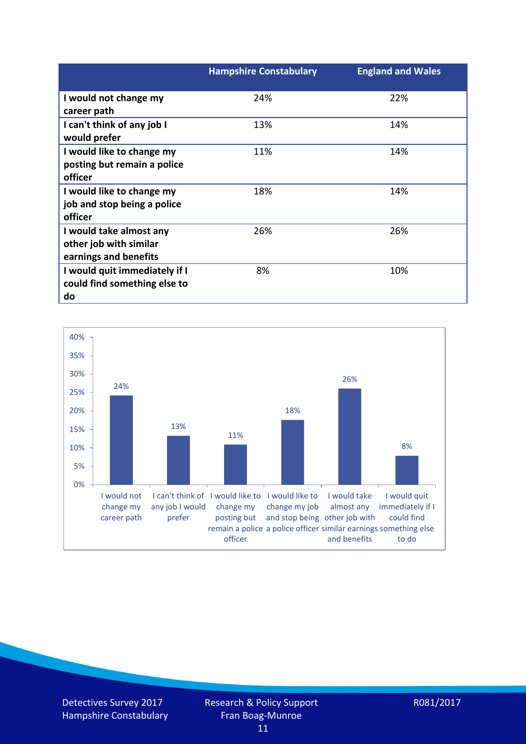| | Hampshire Constabulary | England and Wales |
|---|---|---|
| I would not change my career path | 24% | 22% |
| I can't think of any job I would prefer | 13% | 14% |
| I would like to change my posting but remain a police officer | 11% | 14% |
| I would like to change my job and stop being a police officer | 18% | 14% |
| I would take almost any other job with similar earnings and benefits | 26% | 26% |
| I would quit immediately if I could find something else to do | 8% | 10% |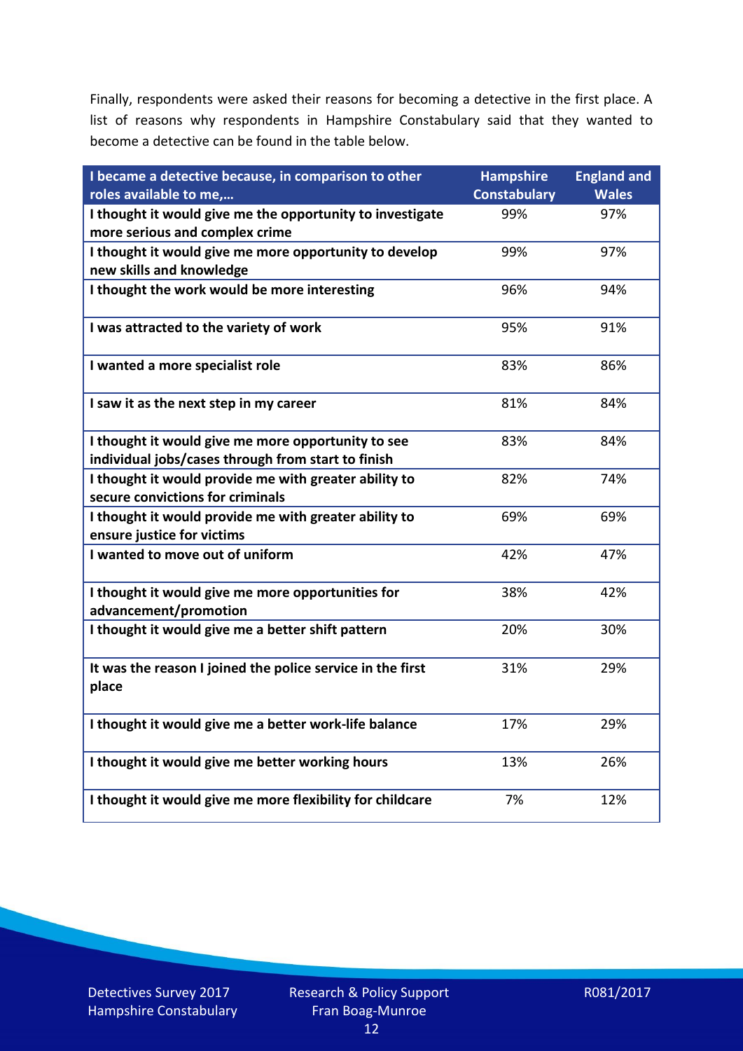Finally, respondents were asked their reasons for becoming a detective in the first place. A list of reasons why respondents in Hampshire Constabulary said that they wanted to become a detective can be found in the table below.

| I became a detective because, in comparison to other roles available to me,… | Hampshire Constabulary | England and Wales |
|---|---|---|
| I thought it would give me the opportunity to investigate more serious and complex crime | 99% | 97% |
| I thought it would give me more opportunity to develop new skills and knowledge | 99% | 97% |
| I thought the work would be more interesting | 96% | 94% |
| I was attracted to the variety of work | 95% | 91% |
| I wanted a more specialist role | 83% | 86% |
| I saw it as the next step in my career | 81% | 84% |
| I thought it would give me more opportunity to see individual jobs/cases through from start to finish | 83% | 84% |
| I thought it would provide me with greater ability to secure convictions for criminals | 82% | 74% |
| I thought it would provide me with greater ability to ensure justice for victims | 69% | 69% |
| I wanted to move out of uniform | 42% | 47% |
| I thought it would give me more opportunities for advancement/promotion | 38% | 42% |
| I thought it would give me a better shift pattern | 20% | 30% |
| It was the reason I joined the police service in the first place | 31% | 29% |
| I thought it would give me a better work-life balance | 17% | 29% |
| I thought it would give me better working hours | 13% | 26% |
| I thought it would give me more flexibility for childcare | 7% | 12% |